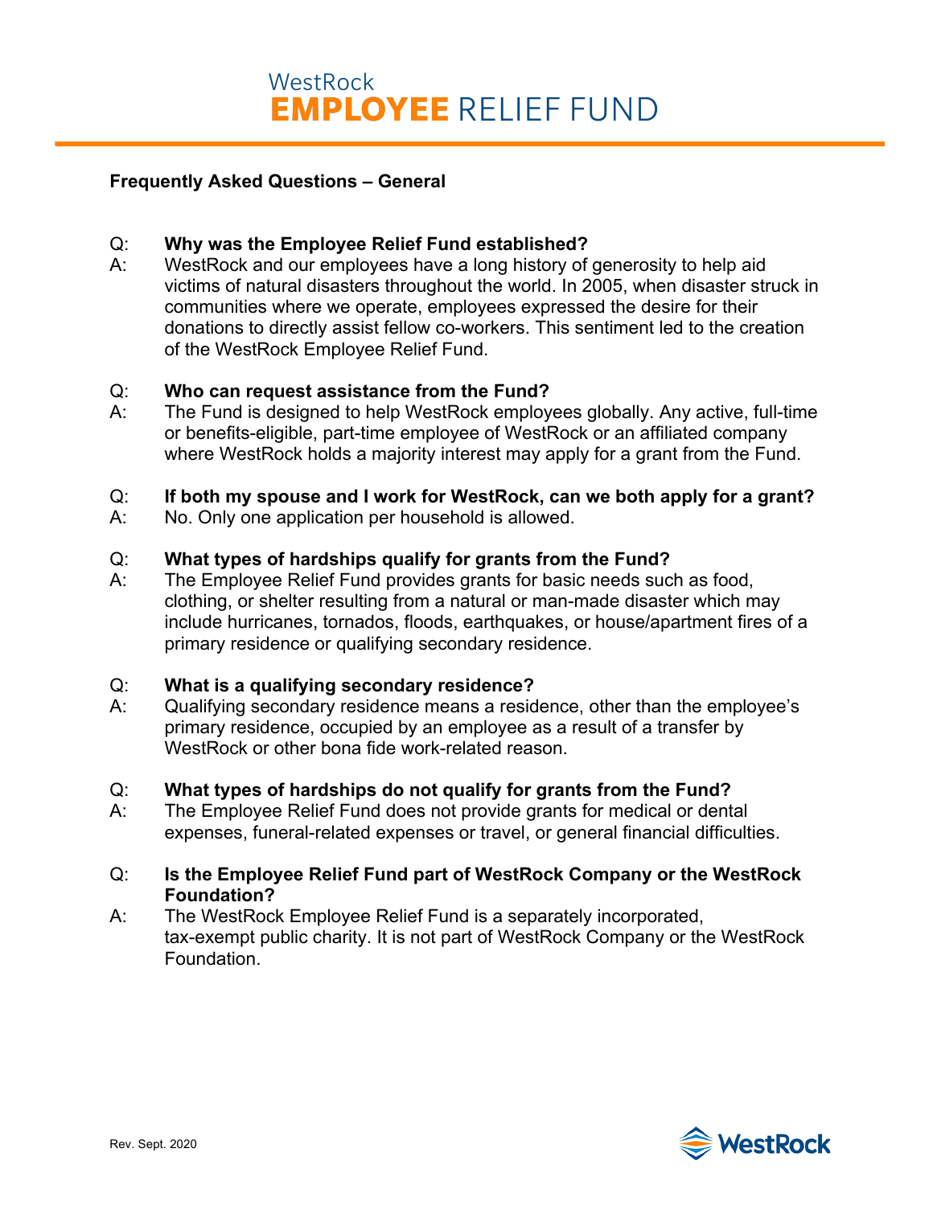# WestRock EMPLOYEE RELIEF FUND

## Frequently Asked Questions – General

**Q: Why was the Employee Relief Fund established?**

A: WestRock and our employees have a long history of generosity to help aid victims of natural disasters throughout the world. In 2005, when disaster struck in communities where we operate, employees expressed the desire for their donations to directly assist fellow co-workers. This sentiment led to the creation of the WestRock Employee Relief Fund.

**Q: Who can request assistance from the Fund?**

A: The Fund is designed to help WestRock employees globally. Any active, full-time or benefits-eligible, part-time employee of WestRock or an affiliated company where WestRock holds a majority interest may apply for a grant from the Fund.

**Q: If both my spouse and I work for WestRock, can we both apply for a grant?**

A: No. Only one application per household is allowed.

**Q: What types of hardships qualify for grants from the Fund?**

A: The Employee Relief Fund provides grants for basic needs such as food, clothing, or shelter resulting from a natural or man-made disaster which may include hurricanes, tornados, floods, earthquakes, or house/apartment fires of a primary residence or qualifying secondary residence.

**Q: What is a qualifying secondary residence?**

A: Qualifying secondary residence means a residence, other than the employee's primary residence, occupied by an employee as a result of a transfer by WestRock or other bona fide work-related reason.

**Q: What types of hardships do not qualify for grants from the Fund?**

A: The Employee Relief Fund does not provide grants for medical or dental expenses, funeral-related expenses or travel, or general financial difficulties.

**Q: Is the Employee Relief Fund part of WestRock Company or the WestRock Foundation?**

A: The WestRock Employee Relief Fund is a separately incorporated, tax-exempt public charity. It is not part of WestRock Company or the WestRock Foundation.

Rev. Sept. 2020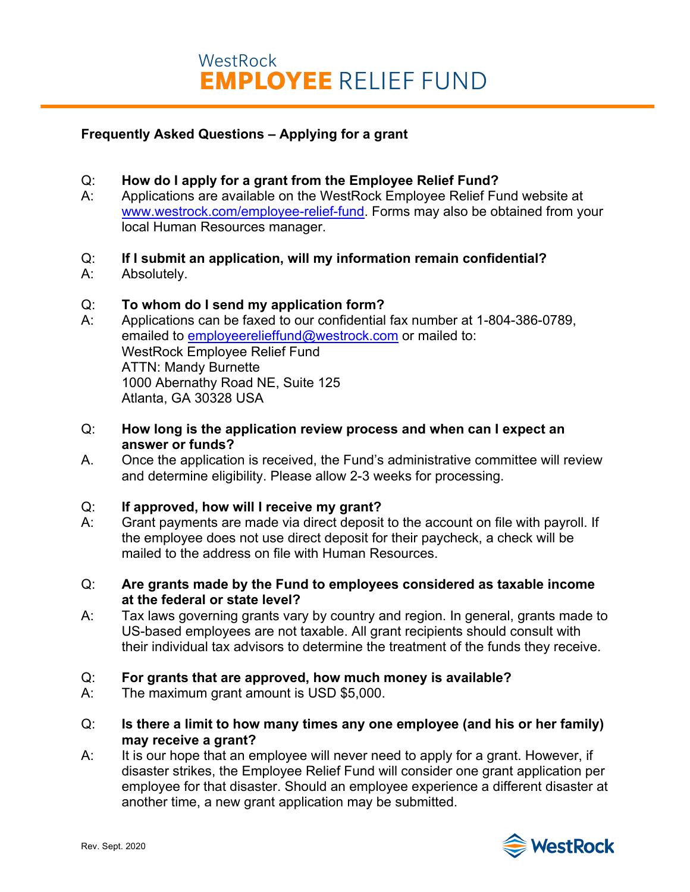# WestRock EMPLOYEE RELIEF FUND

**Frequently Asked Questions – Applying for a grant**

Q: **How do I apply for a grant from the Employee Relief Fund?**
A: Applications are available on the WestRock Employee Relief Fund website at [www.westrock.com/employee-relief-fund](http://www.westrock.com/employee-relief-fund). Forms may also be obtained from your local Human Resources manager.

Q: **If I submit an application, will my information remain confidential?**
A: Absolutely.

Q: **To whom do I send my application form?**
A: Applications can be faxed to our confidential fax number at 1-804-386-0789, emailed to [employeerelieffund@westrock.com](mailto:employeerelieffund@westrock.com) or mailed to:
WestRock Employee Relief Fund
ATTN: Mandy Burnette
1000 Abernathy Road NE, Suite 125
Atlanta, GA 30328 USA

Q: **How long is the application review process and when can I expect an answer or funds?**
A. Once the application is received, the Fund's administrative committee will review and determine eligibility. Please allow 2-3 weeks for processing.

Q: **If approved, how will I receive my grant?**
A: Grant payments are made via direct deposit to the account on file with payroll. If the employee does not use direct deposit for their paycheck, a check will be mailed to the address on file with Human Resources.

Q: **Are grants made by the Fund to employees considered as taxable income at the federal or state level?**
A: Tax laws governing grants vary by country and region. In general, grants made to US-based employees are not taxable. All grant recipients should consult with their individual tax advisors to determine the treatment of the funds they receive.

Q: **For grants that are approved, how much money is available?**
A: The maximum grant amount is USD $5,000.

Q: **Is there a limit to how many times any one employee (and his or her family) may receive a grant?**
A: It is our hope that an employee will never need to apply for a grant. However, if disaster strikes, the Employee Relief Fund will consider one grant application per employee for that disaster. Should an employee experience a different disaster at another time, a new grant application may be submitted.

Rev. Sept. 2020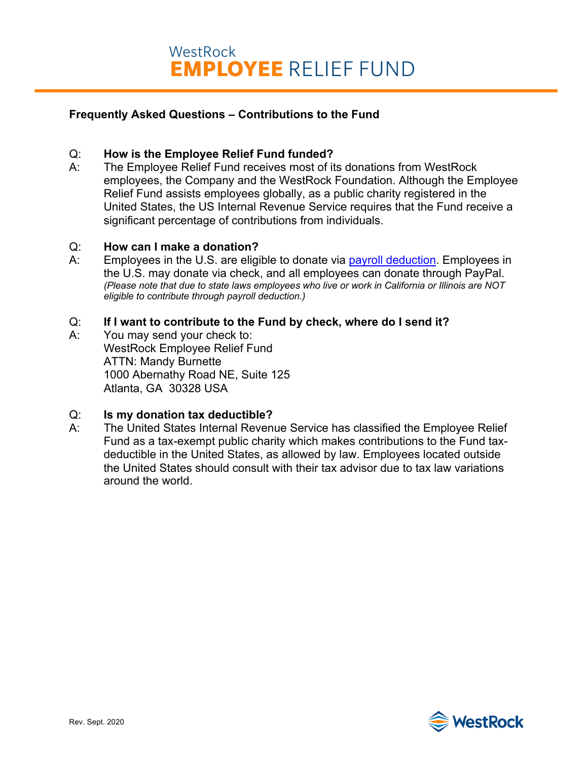# WestRock EMPLOYEE RELIEF FUND

**Frequently Asked Questions – Contributions to the Fund**

Q: **How is the Employee Relief Fund funded?**

A: The Employee Relief Fund receives most of its donations from WestRock employees, the Company and the WestRock Foundation. Although the Employee Relief Fund assists employees globally, as a public charity registered in the United States, the US Internal Revenue Service requires that the Fund receive a significant percentage of contributions from individuals.

Q: **How can I make a donation?**

A: Employees in the U.S. are eligible to donate via payroll deduction. Employees in the U.S. may donate via check, and all employees can donate through PayPal. *(Please note that due to state laws employees who live or work in California or Illinois are NOT eligible to contribute through payroll deduction.)*

Q: **If I want to contribute to the Fund by check, where do I send it?**

A: You may send your check to:
WestRock Employee Relief Fund
ATTN: Mandy Burnette
1000 Abernathy Road NE, Suite 125
Atlanta, GA 30328 USA

Q: **Is my donation tax deductible?**

A: The United States Internal Revenue Service has classified the Employee Relief Fund as a tax-exempt public charity which makes contributions to the Fund tax-deductible in the United States, as allowed by law. Employees located outside the United States should consult with their tax advisor due to tax law variations around the world.

Rev. Sept. 2020